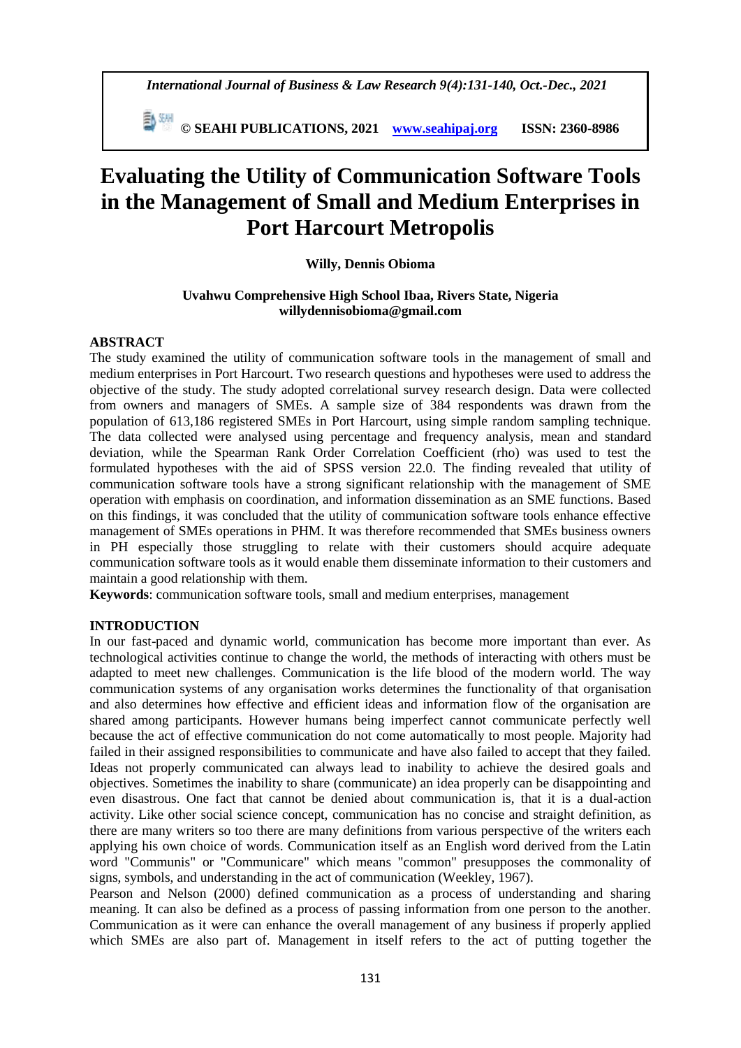# Evaluating the Utility of Communication Software Tools in the Management of Small and Medium Enterprises in Port Harcourt Metropolis

**Willy, Dennis Obioma**

**Uvahwu Comprehensive High School Ibaa, Rivers State, Nigeria**
**willydennisobioma@gmail.com**

## ABSTRACT

The study examined the utility of communication software tools in the management of small and medium enterprises in Port Harcourt. Two research questions and hypotheses were used to address the objective of the study. The study adopted correlational survey research design. Data were collected from owners and managers of SMEs. A sample size of 384 respondents was drawn from the population of 613,186 registered SMEs in Port Harcourt, using simple random sampling technique. The data collected were analysed using percentage and frequency analysis, mean and standard deviation, while the Spearman Rank Order Correlation Coefficient (rho) was used to test the formulated hypotheses with the aid of SPSS version 22.0. The finding revealed that utility of communication software tools have a strong significant relationship with the management of SME operation with emphasis on coordination, and information dissemination as an SME functions. Based on this findings, it was concluded that the utility of communication software tools enhance effective management of SMEs operations in PHM. It was therefore recommended that SMEs business owners in PH especially those struggling to relate with their customers should acquire adequate communication software tools as it would enable them disseminate information to their customers and maintain a good relationship with them.

**Keywords**: communication software tools, small and medium enterprises, management

## INTRODUCTION

In our fast-paced and dynamic world, communication has become more important than ever. As technological activities continue to change the world, the methods of interacting with others must be adapted to meet new challenges. Communication is the life blood of the modern world. The way communication systems of any organisation works determines the functionality of that organisation and also determines how effective and efficient ideas and information flow of the organisation are shared among participants. However humans being imperfect cannot communicate perfectly well because the act of effective communication do not come automatically to most people. Majority had failed in their assigned responsibilities to communicate and have also failed to accept that they failed. Ideas not properly communicated can always lead to inability to achieve the desired goals and objectives. Sometimes the inability to share (communicate) an idea properly can be disappointing and even disastrous. One fact that cannot be denied about communication is, that it is a dual-action activity. Like other social science concept, communication has no concise and straight definition, as there are many writers so too there are many definitions from various perspective of the writers each applying his own choice of words. Communication itself as an English word derived from the Latin word "Communis" or "Communicare" which means "common" presupposes the commonality of signs, symbols, and understanding in the act of communication (Weekley, 1967).

Pearson and Nelson (2000) defined communication as a process of understanding and sharing meaning. It can also be defined as a process of passing information from one person to the another. Communication as it were can enhance the overall management of any business if properly applied which SMEs are also part of. Management in itself refers to the act of putting together the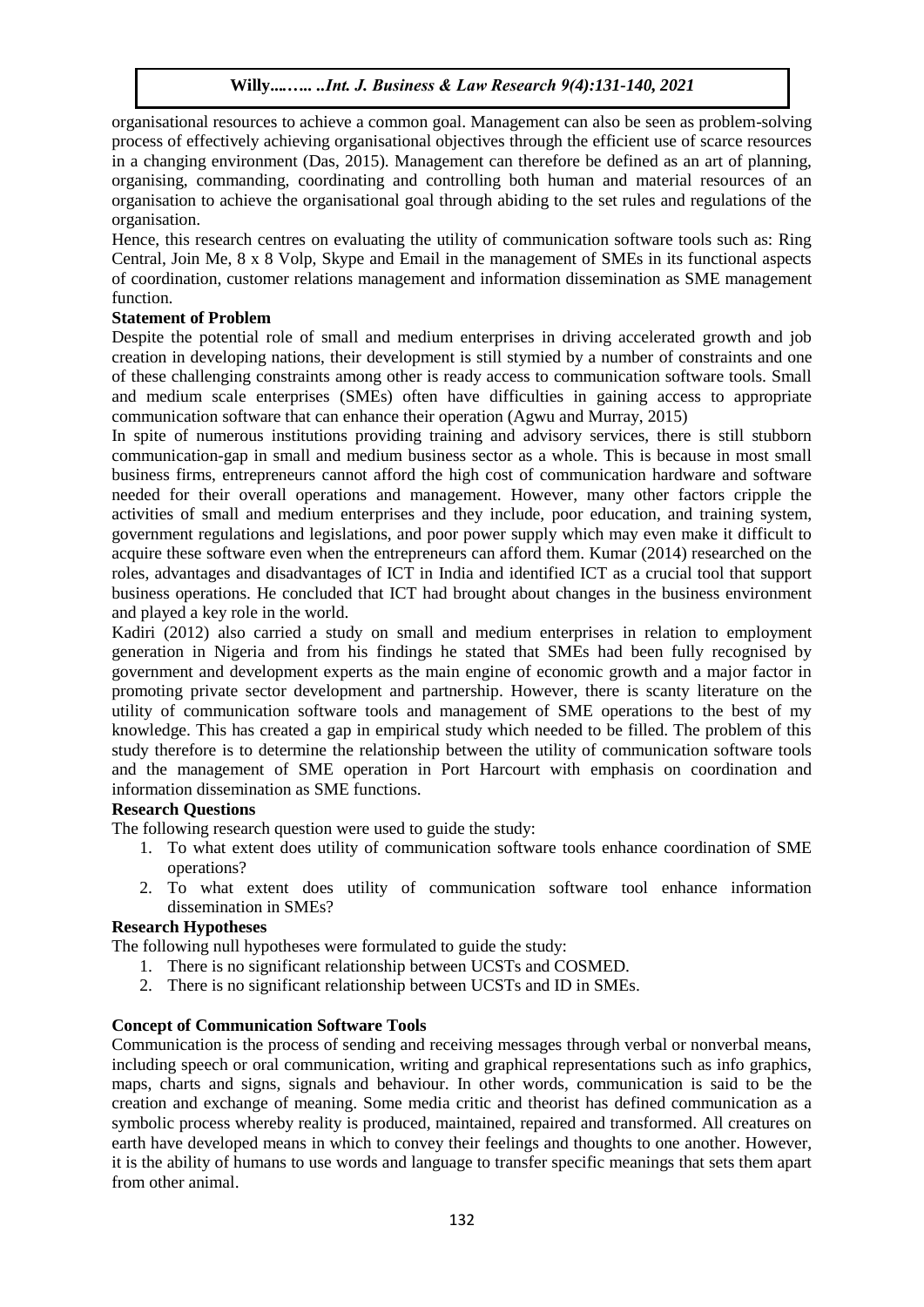organisational resources to achieve a common goal. Management can also be seen as problem-solving process of effectively achieving organisational objectives through the efficient use of scarce resources in a changing environment (Das, 2015). Management can therefore be defined as an art of planning, organising, commanding, coordinating and controlling both human and material resources of an organisation to achieve the organisational goal through abiding to the set rules and regulations of the organisation.

Hence, this research centres on evaluating the utility of communication software tools such as: Ring Central, Join Me, 8 x 8 Volp, Skype and Email in the management of SMEs in its functional aspects of coordination, customer relations management and information dissemination as SME management function.

**Statement of Problem**

Despite the potential role of small and medium enterprises in driving accelerated growth and job creation in developing nations, their development is still stymied by a number of constraints and one of these challenging constraints among other is ready access to communication software tools. Small and medium scale enterprises (SMEs) often have difficulties in gaining access to appropriate communication software that can enhance their operation (Agwu and Murray, 2015)

In spite of numerous institutions providing training and advisory services, there is still stubborn communication-gap in small and medium business sector as a whole. This is because in most small business firms, entrepreneurs cannot afford the high cost of communication hardware and software needed for their overall operations and management. However, many other factors cripple the activities of small and medium enterprises and they include, poor education, and training system, government regulations and legislations, and poor power supply which may even make it difficult to acquire these software even when the entrepreneurs can afford them. Kumar (2014) researched on the roles, advantages and disadvantages of ICT in India and identified ICT as a crucial tool that support business operations. He concluded that ICT had brought about changes in the business environment and played a key role in the world.

Kadiri (2012) also carried a study on small and medium enterprises in relation to employment generation in Nigeria and from his findings he stated that SMEs had been fully recognised by government and development experts as the main engine of economic growth and a major factor in promoting private sector development and partnership. However, there is scanty literature on the utility of communication software tools and management of SME operations to the best of my knowledge. This has created a gap in empirical study which needed to be filled. The problem of this study therefore is to determine the relationship between the utility of communication software tools and the management of SME operation in Port Harcourt with emphasis on coordination and information dissemination as SME functions.

**Research Questions**

The following research question were used to guide the study:

1. To what extent does utility of communication software tools enhance coordination of SME operations?
2. To what extent does utility of communication software tool enhance information dissemination in SMEs?

**Research Hypotheses**

The following null hypotheses were formulated to guide the study:

1. There is no significant relationship between UCSTs and COSMED.
2. There is no significant relationship between UCSTs and ID in SMEs.

**Concept of Communication Software Tools**

Communication is the process of sending and receiving messages through verbal or nonverbal means, including speech or oral communication, writing and graphical representations such as info graphics, maps, charts and signs, signals and behaviour. In other words, communication is said to be the creation and exchange of meaning. Some media critic and theorist has defined communication as a symbolic process whereby reality is produced, maintained, repaired and transformed. All creatures on earth have developed means in which to convey their feelings and thoughts to one another. However, it is the ability of humans to use words and language to transfer specific meanings that sets them apart from other animal.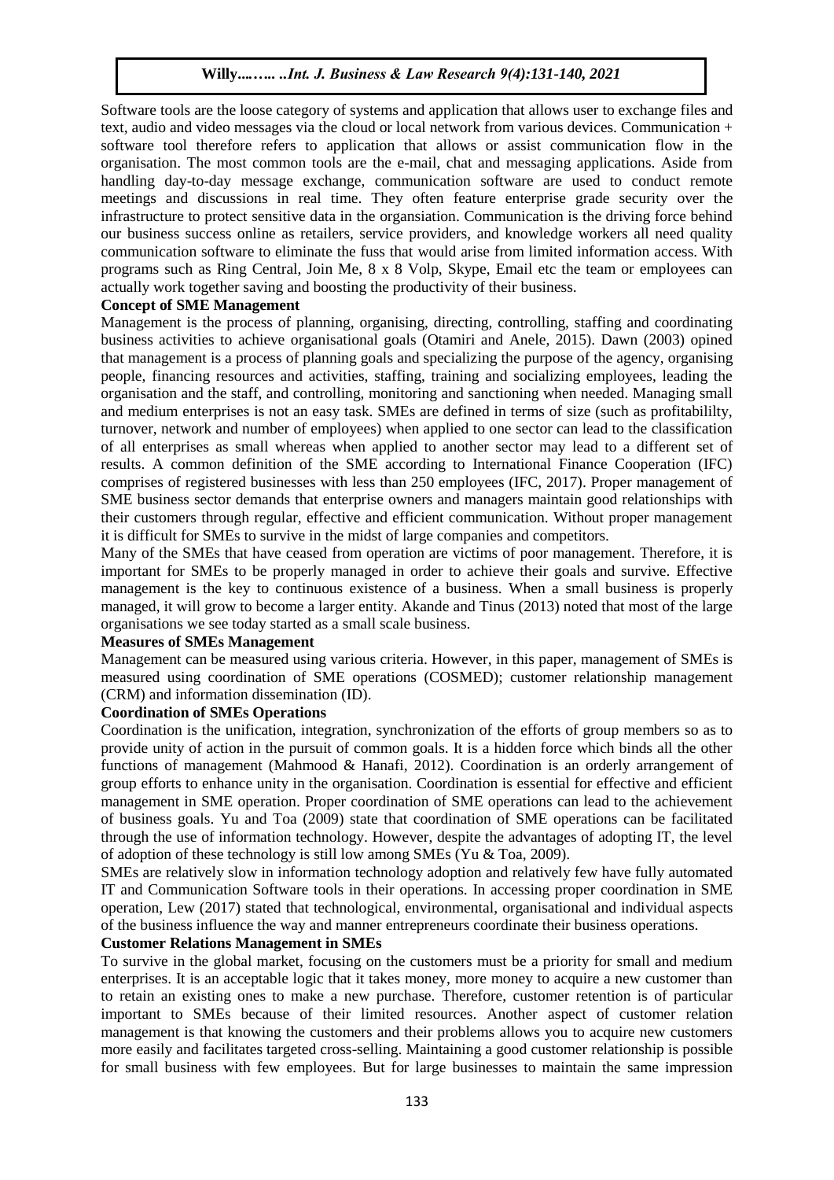Software tools are the loose category of systems and application that allows user to exchange files and text, audio and video messages via the cloud or local network from various devices. Communication + software tool therefore refers to application that allows or assist communication flow in the organisation. The most common tools are the e-mail, chat and messaging applications. Aside from handling day-to-day message exchange, communication software are used to conduct remote meetings and discussions in real time. They often feature enterprise grade security over the infrastructure to protect sensitive data in the organsiation. Communication is the driving force behind our business success online as retailers, service providers, and knowledge workers all need quality communication software to eliminate the fuss that would arise from limited information access. With programs such as Ring Central, Join Me, 8 x 8 Volp, Skype, Email etc the team or employees can actually work together saving and boosting the productivity of their business.

### Concept of SME Management

Management is the process of planning, organising, directing, controlling, staffing and coordinating business activities to achieve organisational goals (Otamiri and Anele, 2015). Dawn (2003) opined that management is a process of planning goals and specializing the purpose of the agency, organising people, financing resources and activities, staffing, training and socializing employees, leading the organisation and the staff, and controlling, monitoring and sanctioning when needed. Managing small and medium enterprises is not an easy task. SMEs are defined in terms of size (such as profitabililty, turnover, network and number of employees) when applied to one sector can lead to the classification of all enterprises as small whereas when applied to another sector may lead to a different set of results. A common definition of the SME according to International Finance Cooperation (IFC) comprises of registered businesses with less than 250 employees (IFC, 2017). Proper management of SME business sector demands that enterprise owners and managers maintain good relationships with their customers through regular, effective and efficient communication. Without proper management it is difficult for SMEs to survive in the midst of large companies and competitors.

Many of the SMEs that have ceased from operation are victims of poor management. Therefore, it is important for SMEs to be properly managed in order to achieve their goals and survive. Effective management is the key to continuous existence of a business. When a small business is properly managed, it will grow to become a larger entity. Akande and Tinus (2013) noted that most of the large organisations we see today started as a small scale business.

### Measures of SMEs Management

Management can be measured using various criteria. However, in this paper, management of SMEs is measured using coordination of SME operations (COSMED); customer relationship management (CRM) and information dissemination (ID).

### Coordination of SMEs Operations

Coordination is the unification, integration, synchronization of the efforts of group members so as to provide unity of action in the pursuit of common goals. It is a hidden force which binds all the other functions of management (Mahmood & Hanafi, 2012). Coordination is an orderly arrangement of group efforts to enhance unity in the organisation. Coordination is essential for effective and efficient management in SME operation. Proper coordination of SME operations can lead to the achievement of business goals. Yu and Toa (2009) state that coordination of SME operations can be facilitated through the use of information technology. However, despite the advantages of adopting IT, the level of adoption of these technology is still low among SMEs (Yu & Toa, 2009).

SMEs are relatively slow in information technology adoption and relatively few have fully automated IT and Communication Software tools in their operations. In accessing proper coordination in SME operation, Lew (2017) stated that technological, environmental, organisational and individual aspects of the business influence the way and manner entrepreneurs coordinate their business operations.

### Customer Relations Management in SMEs

To survive in the global market, focusing on the customers must be a priority for small and medium enterprises. It is an acceptable logic that it takes money, more money to acquire a new customer than to retain an existing ones to make a new purchase. Therefore, customer retention is of particular important to SMEs because of their limited resources. Another aspect of customer relation management is that knowing the customers and their problems allows you to acquire new customers more easily and facilitates targeted cross-selling. Maintaining a good customer relationship is possible for small business with few employees. But for large businesses to maintain the same impression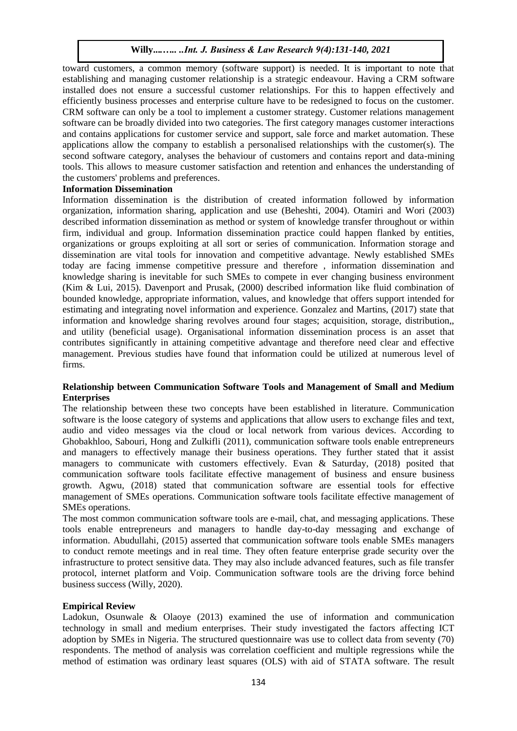toward customers, a common memory (software support) is needed. It is important to note that establishing and managing customer relationship is a strategic endeavour. Having a CRM software installed does not ensure a successful customer relationships. For this to happen effectively and efficiently business processes and enterprise culture have to be redesigned to focus on the customer. CRM software can only be a tool to implement a customer strategy. Customer relations management software can be broadly divided into two categories. The first category manages customer interactions and contains applications for customer service and support, sale force and market automation. These applications allow the company to establish a personalised relationships with the customer(s). The second software category, analyses the behaviour of customers and contains report and data-mining tools. This allows to measure customer satisfaction and retention and enhances the understanding of the customers' problems and preferences.

**Information Dissemination**

Information dissemination is the distribution of created information followed by information organization, information sharing, application and use (Beheshti, 2004). Otamiri and Wori (2003) described information dissemination as method or system of knowledge transfer throughout or within firm, individual and group. Information dissemination practice could happen flanked by entities, organizations or groups exploiting at all sort or series of communication. Information storage and dissemination are vital tools for innovation and competitive advantage. Newly established SMEs today are facing immense competitive pressure and therefore , information dissemination and knowledge sharing is inevitable for such SMEs to compete in ever changing business environment (Kim & Lui, 2015). Davenport and Prusak, (2000) described information like fluid combination of bounded knowledge, appropriate information, values, and knowledge that offers support intended for estimating and integrating novel information and experience. Gonzalez and Martins, (2017) state that information and knowledge sharing revolves around four stages; acquisition, storage, distribution,, and utility (beneficial usage). Organisational information dissemination process is an asset that contributes significantly in attaining competitive advantage and therefore need clear and effective management. Previous studies have found that information could be utilized at numerous level of firms.

**Relationship between Communication Software Tools and Management of Small and Medium Enterprises**

The relationship between these two concepts have been established in literature. Communication software is the loose category of systems and applications that allow users to exchange files and text, audio and video messages via the cloud or local network from various devices. According to Ghobakhloo, Sabouri, Hong and Zulkifli (2011), communication software tools enable entrepreneurs and managers to effectively manage their business operations. They further stated that it assist managers to communicate with customers effectively. Evan & Saturday, (2018) posited that communication software tools facilitate effective management of business and ensure business growth. Agwu, (2018) stated that communication software are essential tools for effective management of SMEs operations. Communication software tools facilitate effective management of SMEs operations.

The most common communication software tools are e-mail, chat, and messaging applications. These tools enable entrepreneurs and managers to handle day-to-day messaging and exchange of information. Abudullahi, (2015) asserted that communication software tools enable SMEs managers to conduct remote meetings and in real time. They often feature enterprise grade security over the infrastructure to protect sensitive data. They may also include advanced features, such as file transfer protocol, internet platform and Voip. Communication software tools are the driving force behind business success (Willy, 2020).

**Empirical Review**

Ladokun, Osunwale & Olaoye (2013) examined the use of information and communication technology in small and medium enterprises. Their study investigated the factors affecting ICT adoption by SMEs in Nigeria. The structured questionnaire was use to collect data from seventy (70) respondents. The method of analysis was correlation coefficient and multiple regressions while the method of estimation was ordinary least squares (OLS) with aid of STATA software. The result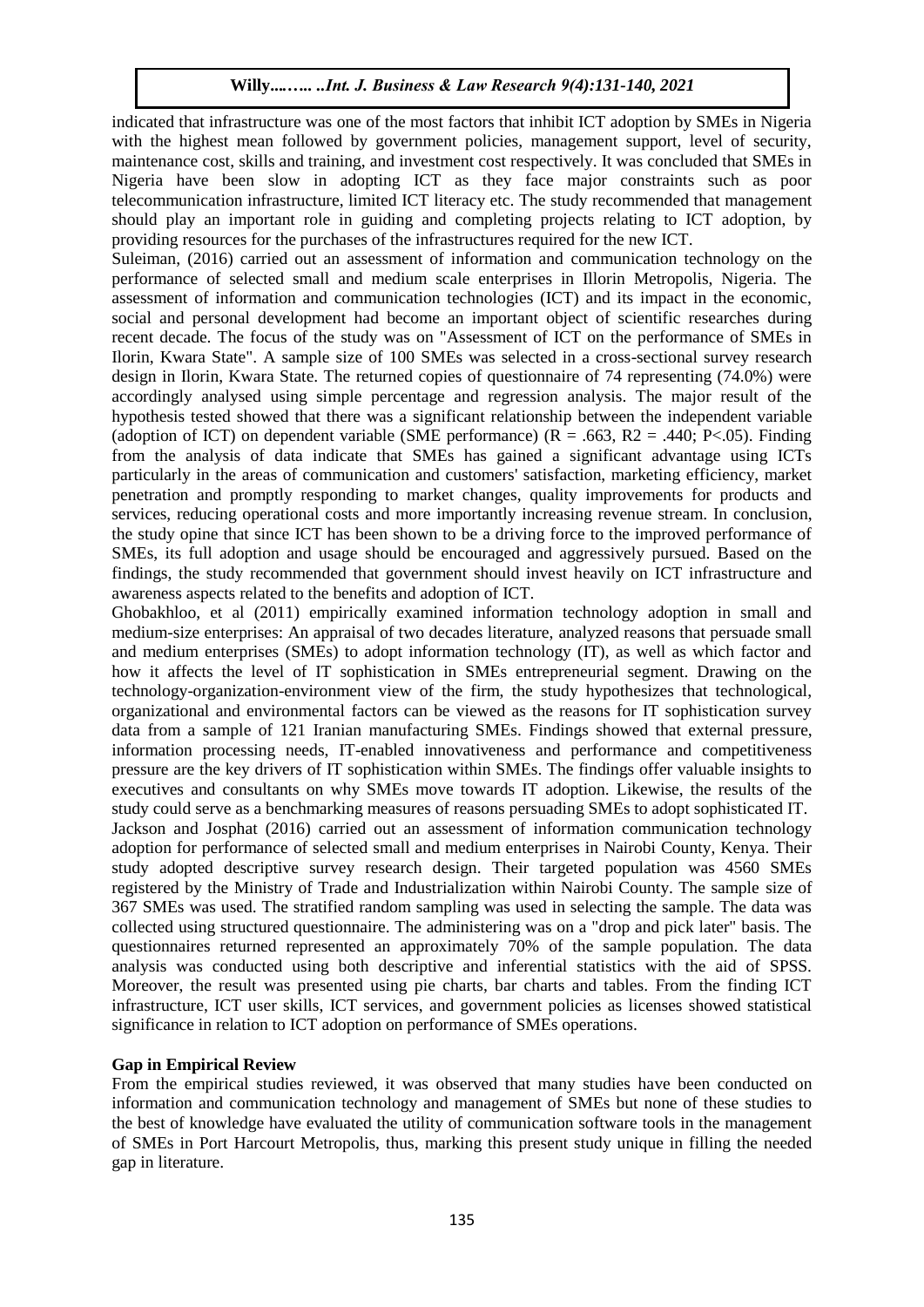indicated that infrastructure was one of the most factors that inhibit ICT adoption by SMEs in Nigeria with the highest mean followed by government policies, management support, level of security, maintenance cost, skills and training, and investment cost respectively. It was concluded that SMEs in Nigeria have been slow in adopting ICT as they face major constraints such as poor telecommunication infrastructure, limited ICT literacy etc. The study recommended that management should play an important role in guiding and completing projects relating to ICT adoption, by providing resources for the purchases of the infrastructures required for the new ICT.

Suleiman, (2016) carried out an assessment of information and communication technology on the performance of selected small and medium scale enterprises in Illorin Metropolis, Nigeria. The assessment of information and communication technologies (ICT) and its impact in the economic, social and personal development had become an important object of scientific researches during recent decade. The focus of the study was on "Assessment of ICT on the performance of SMEs in Ilorin, Kwara State". A sample size of 100 SMEs was selected in a cross-sectional survey research design in Ilorin, Kwara State. The returned copies of questionnaire of 74 representing (74.0%) were accordingly analysed using simple percentage and regression analysis. The major result of the hypothesis tested showed that there was a significant relationship between the independent variable (adoption of ICT) on dependent variable (SME performance) ($R = .663$, $R2 = .440$; $P<.05$). Finding from the analysis of data indicate that SMEs has gained a significant advantage using ICTs particularly in the areas of communication and customers' satisfaction, marketing efficiency, market penetration and promptly responding to market changes, quality improvements for products and services, reducing operational costs and more importantly increasing revenue stream. In conclusion, the study opine that since ICT has been shown to be a driving force to the improved performance of SMEs, its full adoption and usage should be encouraged and aggressively pursued. Based on the findings, the study recommended that government should invest heavily on ICT infrastructure and awareness aspects related to the benefits and adoption of ICT.

Ghobakhloo, et al (2011) empirically examined information technology adoption in small and medium-size enterprises: An appraisal of two decades literature, analyzed reasons that persuade small and medium enterprises (SMEs) to adopt information technology (IT), as well as which factor and how it affects the level of IT sophistication in SMEs entrepreneurial segment. Drawing on the technology-organization-environment view of the firm, the study hypothesizes that technological, organizational and environmental factors can be viewed as the reasons for IT sophistication survey data from a sample of 121 Iranian manufacturing SMEs. Findings showed that external pressure, information processing needs, IT-enabled innovativeness and performance and competitiveness pressure are the key drivers of IT sophistication within SMEs. The findings offer valuable insights to executives and consultants on why SMEs move towards IT adoption. Likewise, the results of the study could serve as a benchmarking measures of reasons persuading SMEs to adopt sophisticated IT.

Jackson and Josphat (2016) carried out an assessment of information communication technology adoption for performance of selected small and medium enterprises in Nairobi County, Kenya. Their study adopted descriptive survey research design. Their targeted population was 4560 SMEs registered by the Ministry of Trade and Industrialization within Nairobi County. The sample size of 367 SMEs was used. The stratified random sampling was used in selecting the sample. The data was collected using structured questionnaire. The administering was on a "drop and pick later" basis. The questionnaires returned represented an approximately 70% of the sample population. The data analysis was conducted using both descriptive and inferential statistics with the aid of SPSS. Moreover, the result was presented using pie charts, bar charts and tables. From the finding ICT infrastructure, ICT user skills, ICT services, and government policies as licenses showed statistical significance in relation to ICT adoption on performance of SMEs operations.

### Gap in Empirical Review

From the empirical studies reviewed, it was observed that many studies have been conducted on information and communication technology and management of SMEs but none of these studies to the best of knowledge have evaluated the utility of communication software tools in the management of SMEs in Port Harcourt Metropolis, thus, marking this present study unique in filling the needed gap in literature.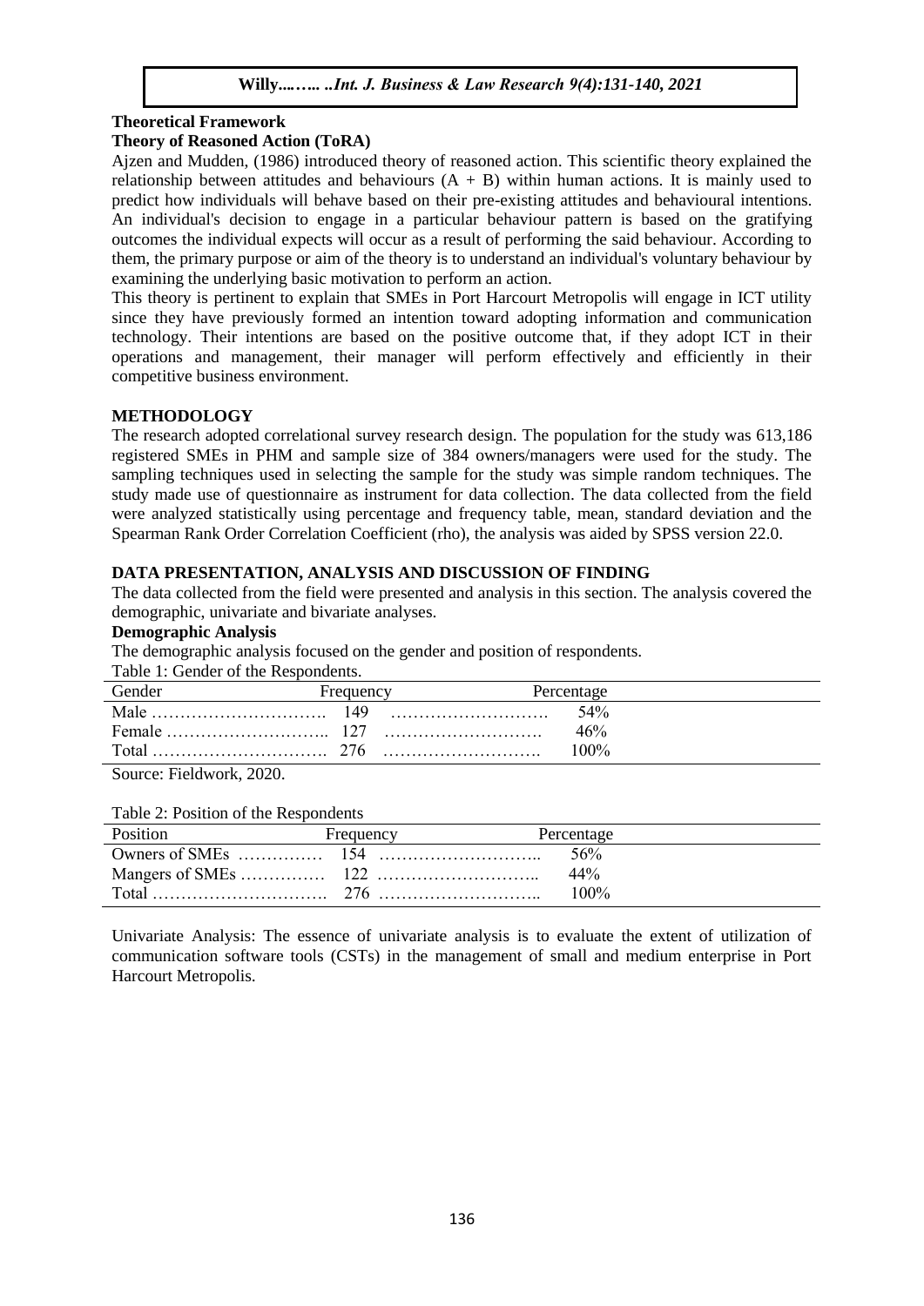**Theoretical Framework**

**Theory of Reasoned Action (ToRA)**

Ajzen and Mudden, (1986) introduced theory of reasoned action. This scientific theory explained the relationship between attitudes and behaviours (A + B) within human actions. It is mainly used to predict how individuals will behave based on their pre-existing attitudes and behavioural intentions. An individual's decision to engage in a particular behaviour pattern is based on the gratifying outcomes the individual expects will occur as a result of performing the said behaviour. According to them, the primary purpose or aim of the theory is to understand an individual's voluntary behaviour by examining the underlying basic motivation to perform an action.

This theory is pertinent to explain that SMEs in Port Harcourt Metropolis will engage in ICT utility since they have previously formed an intention toward adopting information and communication technology. Their intentions are based on the positive outcome that, if they adopt ICT in their operations and management, their manager will perform effectively and efficiently in their competitive business environment.

## METHODOLOGY

The research adopted correlational survey research design. The population for the study was 613,186 registered SMEs in PHM and sample size of 384 owners/managers were used for the study. The sampling techniques used in selecting the sample for the study was simple random techniques. The study made use of questionnaire as instrument for data collection. The data collected from the field were analyzed statistically using percentage and frequency table, mean, standard deviation and the Spearman Rank Order Correlation Coefficient (rho), the analysis was aided by SPSS version 22.0.

## DATA PRESENTATION, ANALYSIS AND DISCUSSION OF FINDING

The data collected from the field were presented and analysis in this section. The analysis covered the demographic, univariate and bivariate analyses.

**Demographic Analysis**

The demographic analysis focused on the gender and position of respondents.

Table 1: Gender of the Respondents.

| Gender | Frequency | Percentage |
|---|---|---|
| Male | 149 | 54% |
| Female | 127 | 46% |
| Total | 276 | 100% |

Source: Fieldwork, 2020.

Table 2: Position of the Respondents

| Position | Frequency | Percentage |
|---|---|---|
| Owners of SMEs | 154 | 56% |
| Mangers of SMEs | 122 | 44% |
| Total | 276 | 100% |

Univariate Analysis: The essence of univariate analysis is to evaluate the extent of utilization of communication software tools (CSTs) in the management of small and medium enterprise in Port Harcourt Metropolis.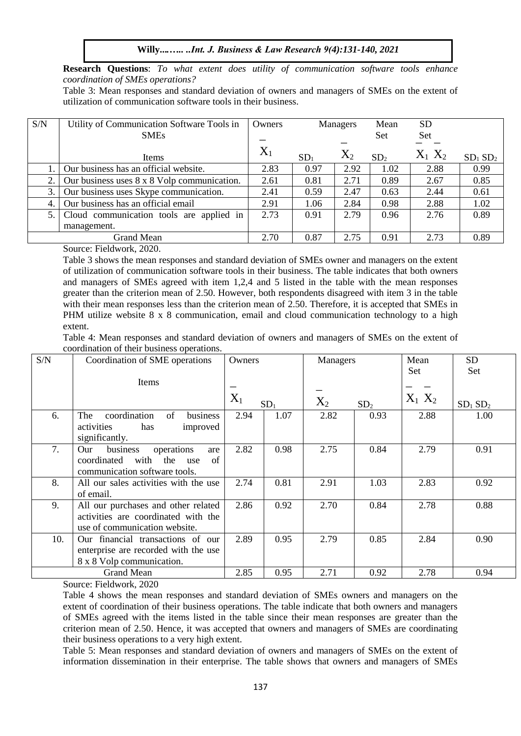**Research Questions**: *To what extent does utility of communication software tools enhance coordination of SMEs operations?*

Table 3: Mean responses and standard deviation of owners and managers of SMEs on the extent of utilization of communication software tools in their business.

| S/N | Utility of Communication Software Tools in SMEs | Owners | | Managers | | Mean Set | SD Set |
|---|---|---|---|---|---|---|---|
| | Items | $\bar{X}_1$ | $SD_1$ | $\bar{X}_2$ | $SD_2$ | $\bar{X}_1\ \bar{X}_2$ | $SD_1\ SD_2$ |
| 1. | Our business has an official website. | 2.83 | 0.97 | 2.92 | 1.02 | 2.88 | 0.99 |
| 2. | Our business uses 8 x 8 Volp communication. | 2.61 | 0.81 | 2.71 | 0.89 | 2.67 | 0.85 |
| 3. | Our business uses Skype communication. | 2.41 | 0.59 | 2.47 | 0.63 | 2.44 | 0.61 |
| 4. | Our business has an official email | 2.91 | 1.06 | 2.84 | 0.98 | 2.88 | 1.02 |
| 5. | Cloud communication tools are applied in management. | 2.73 | 0.91 | 2.79 | 0.96 | 2.76 | 0.89 |
| | Grand Mean | 2.70 | 0.87 | 2.75 | 0.91 | 2.73 | 0.89 |

Source: Fieldwork, 2020.

Table 3 shows the mean responses and standard deviation of SMEs owner and managers on the extent of utilization of communication software tools in their business. The table indicates that both owners and managers of SMEs agreed with item 1,2,4 and 5 listed in the table with the mean responses greater than the criterion mean of 2.50. However, both respondents disagreed with item 3 in the table with their mean responses less than the criterion mean of 2.50. Therefore, it is accepted that SMEs in PHM utilize website 8 x 8 communication, email and cloud communication technology to a high extent.

Table 4: Mean responses and standard deviation of owners and managers of SMEs on the extent of coordination of their business operations.

| S/N | Coordination of SME operations | Owners | | Managers | | Mean Set | SD Set |
|---|---|---|---|---|---|---|---|
| | Items | $\bar{X}_1$ | $SD_1$ | $\bar{X}_2$ | $SD_2$ | $\bar{X}_1\ \bar{X}_2$ | $SD_1\ SD_2$ |
| 6. | The coordination of business activities has improved significantly. | 2.94 | 1.07 | 2.82 | 0.93 | 2.88 | 1.00 |
| 7. | Our business operations are coordinated with the use of communication software tools. | 2.82 | 0.98 | 2.75 | 0.84 | 2.79 | 0.91 |
| 8. | All our sales activities with the use of email. | 2.74 | 0.81 | 2.91 | 1.03 | 2.83 | 0.92 |
| 9. | All our purchases and other related activities are coordinated with the use of communication website. | 2.86 | 0.92 | 2.70 | 0.84 | 2.78 | 0.88 |
| 10. | Our financial transactions of our enterprise are recorded with the use 8 x 8 Volp communication. | 2.89 | 0.95 | 2.79 | 0.85 | 2.84 | 0.90 |
| | Grand Mean | 2.85 | 0.95 | 2.71 | 0.92 | 2.78 | 0.94 |

Source: Fieldwork, 2020

Table 4 shows the mean responses and standard deviation of SMEs owners and managers on the extent of coordination of their business operations. The table indicate that both owners and managers of SMEs agreed with the items listed in the table since their mean responses are greater than the criterion mean of 2.50. Hence, it was accepted that owners and managers of SMEs are coordinating their business operations to a very high extent.

Table 5: Mean responses and standard deviation of owners and managers of SMEs on the extent of information dissemination in their enterprise. The table shows that owners and managers of SMEs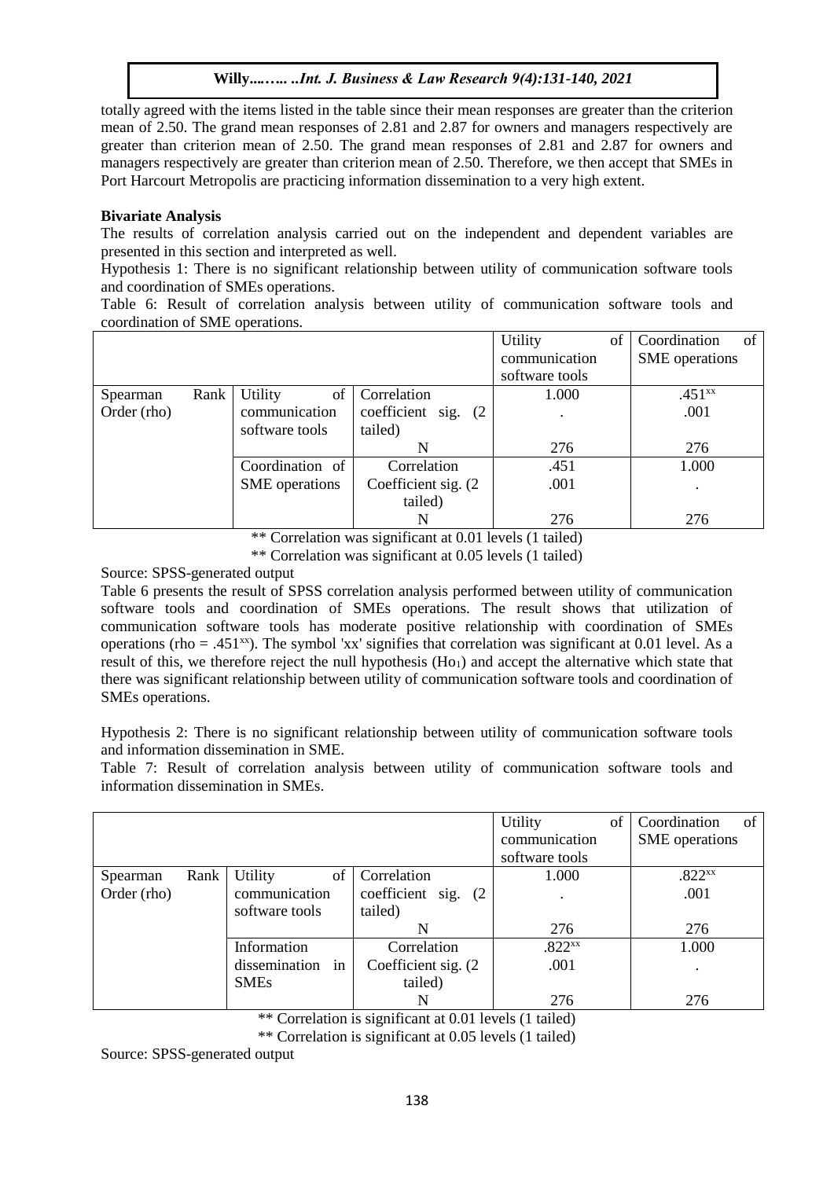totally agreed with the items listed in the table since their mean responses are greater than the criterion mean of 2.50. The grand mean responses of 2.81 and 2.87 for owners and managers respectively are greater than criterion mean of 2.50. The grand mean responses of 2.81 and 2.87 for owners and managers respectively are greater than criterion mean of 2.50. Therefore, we then accept that SMEs in Port Harcourt Metropolis are practicing information dissemination to a very high extent.

**Bivariate Analysis**

The results of correlation analysis carried out on the independent and dependent variables are presented in this section and interpreted as well.

Hypothesis 1: There is no significant relationship between utility of communication software tools and coordination of SMEs operations.

Table 6: Result of correlation analysis between utility of communication software tools and coordination of SME operations.

| | | | Utility of communication software tools | Coordination of SME operations |
|---|---|---|---|---|
| Spearman Rank Order (rho) | Utility of communication software tools | Correlation coefficient sig. (2 tailed) | 1.000<br>. | .451$^{xx}$<br>.001 |
| | | N | 276 | 276 |
| | Coordination of SME operations | Correlation Coefficient sig. (2 tailed) | .451<br>.001 | 1.000<br>. |
| | | N | 276 | 276 |

** Correlation was significant at 0.01 levels (1 tailed)

** Correlation was significant at 0.05 levels (1 tailed)

Source: SPSS-generated output

Table 6 presents the result of SPSS correlation analysis performed between utility of communication software tools and coordination of SMEs operations. The result shows that utilization of communication software tools has moderate positive relationship with coordination of SMEs operations (rho = .451$^{xx}$). The symbol 'xx' signifies that correlation was significant at 0.01 level. As a result of this, we therefore reject the null hypothesis ($Ho_1$) and accept the alternative which state that there was significant relationship between utility of communication software tools and coordination of SMEs operations.

Hypothesis 2: There is no significant relationship between utility of communication software tools and information dissemination in SME.

Table 7: Result of correlation analysis between utility of communication software tools and information dissemination in SMEs.

| | | | Utility of communication software tools | Coordination of SME operations |
|---|---|---|---|---|
| Spearman Rank Order (rho) | Utility of communication software tools | Correlation coefficient sig. (2 tailed) | 1.000<br>. | .822$^{xx}$<br>.001 |
| | | N | 276 | 276 |
| | Information dissemination in SMEs | Correlation Coefficient sig. (2 tailed) | .822$^{xx}$<br>.001 | 1.000<br>. |
| | | N | 276 | 276 |

** Correlation is significant at 0.01 levels (1 tailed)

** Correlation is significant at 0.05 levels (1 tailed)

Source: SPSS-generated output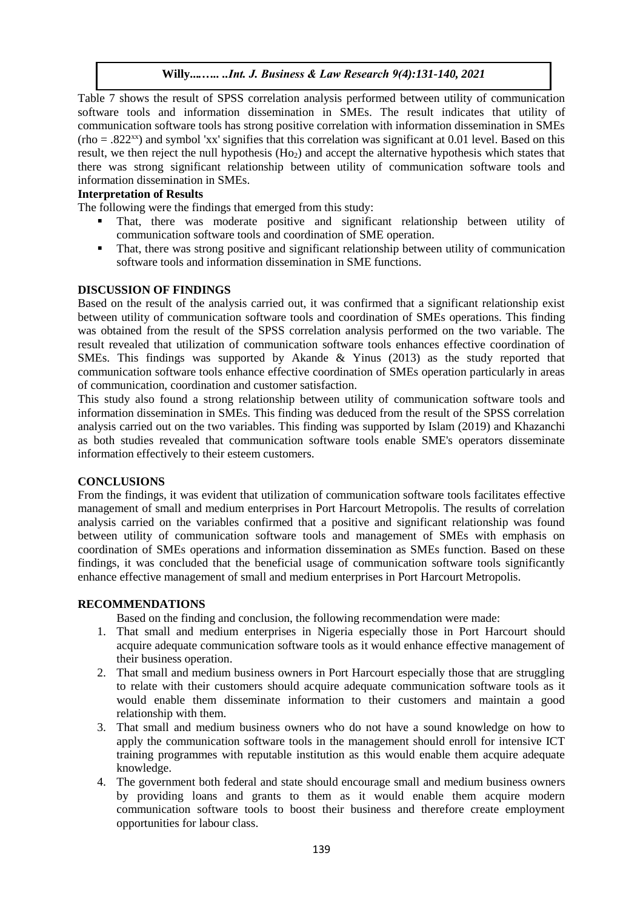Table 7 shows the result of SPSS correlation analysis performed between utility of communication software tools and information dissemination in SMEs. The result indicates that utility of communication software tools has strong positive correlation with information dissemination in SMEs (rho = .822[xx]) and symbol 'xx' signifies that this correlation was significant at 0.01 level. Based on this result, we then reject the null hypothesis ($Ho_2$) and accept the alternative hypothesis which states that there was strong significant relationship between utility of communication software tools and information dissemination in SMEs.

**Interpretation of Results**

The following were the findings that emerged from this study:

- That, there was moderate positive and significant relationship between utility of communication software tools and coordination of SME operation.
- That, there was strong positive and significant relationship between utility of communication software tools and information dissemination in SME functions.

## DISCUSSION OF FINDINGS

Based on the result of the analysis carried out, it was confirmed that a significant relationship exist between utility of communication software tools and coordination of SMEs operations. This finding was obtained from the result of the SPSS correlation analysis performed on the two variable. The result revealed that utilization of communication software tools enhances effective coordination of SMEs. This findings was supported by Akande & Yinus (2013) as the study reported that communication software tools enhance effective coordination of SMEs operation particularly in areas of communication, coordination and customer satisfaction.

This study also found a strong relationship between utility of communication software tools and information dissemination in SMEs. This finding was deduced from the result of the SPSS correlation analysis carried out on the two variables. This finding was supported by Islam (2019) and Khazanchi as both studies revealed that communication software tools enable SME's operators disseminate information effectively to their esteem customers.

## CONCLUSIONS

From the findings, it was evident that utilization of communication software tools facilitates effective management of small and medium enterprises in Port Harcourt Metropolis. The results of correlation analysis carried on the variables confirmed that a positive and significant relationship was found between utility of communication software tools and management of SMEs with emphasis on coordination of SMEs operations and information dissemination as SMEs function. Based on these findings, it was concluded that the beneficial usage of communication software tools significantly enhance effective management of small and medium enterprises in Port Harcourt Metropolis.

## RECOMMENDATIONS

Based on the finding and conclusion, the following recommendation were made:

1. That small and medium enterprises in Nigeria especially those in Port Harcourt should acquire adequate communication software tools as it would enhance effective management of their business operation.
2. That small and medium business owners in Port Harcourt especially those that are struggling to relate with their customers should acquire adequate communication software tools as it would enable them disseminate information to their customers and maintain a good relationship with them.
3. That small and medium business owners who do not have a sound knowledge on how to apply the communication software tools in the management should enroll for intensive ICT training programmes with reputable institution as this would enable them acquire adequate knowledge.
4. The government both federal and state should encourage small and medium business owners by providing loans and grants to them as it would enable them acquire modern communication software tools to boost their business and therefore create employment opportunities for labour class.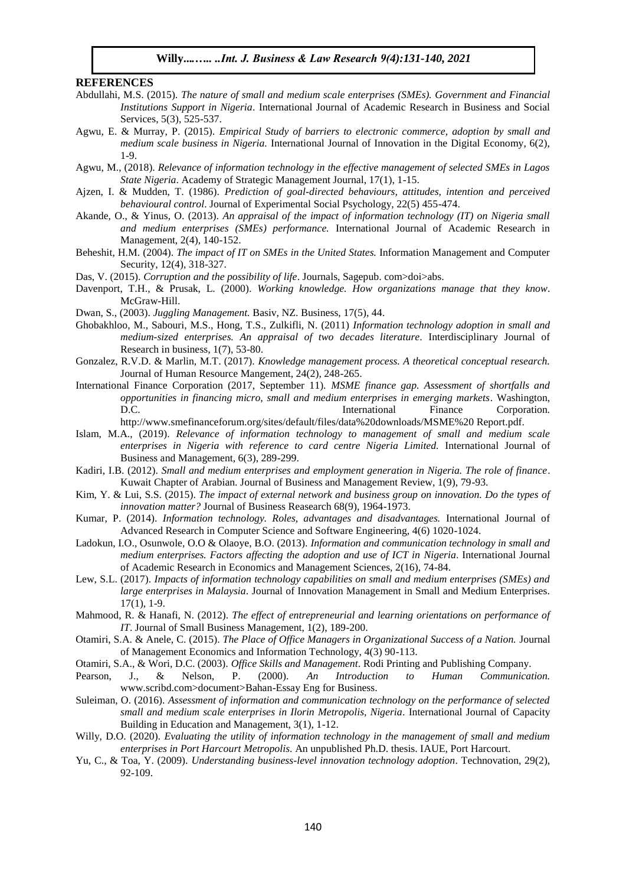## REFERENCES

Abdullahi, M.S. (2015). *The nature of small and medium scale enterprises (SMEs). Government and Financial Institutions Support in Nigeria*. International Journal of Academic Research in Business and Social Services, 5(3), 525-537.

Agwu, E. & Murray, P. (2015). *Empirical Study of barriers to electronic commerce, adoption by small and medium scale business in Nigeria.* International Journal of Innovation in the Digital Economy, 6(2), 1-9.

Agwu, M., (2018). *Relevance of information technology in the effective management of selected SMEs in Lagos State Nigeria*. Academy of Strategic Management Journal, 17(1), 1-15.

Ajzen, I. & Mudden, T. (1986). *Prediction of goal-directed behaviours, attitudes, intention and perceived behavioural control*. Journal of Experimental Social Psychology, 22(5) 455-474.

Akande, O., & Yinus, O. (2013). *An appraisal of the impact of information technology (IT) on Nigeria small and medium enterprises (SMEs) performance.* International Journal of Academic Research in Management, 2(4), 140-152.

Beheshit, H.M. (2004). *The impact of IT on SMEs in the United States.* Information Management and Computer Security, 12(4), 318-327.

Das, V. (2015). *Corruption and the possibility of life*. Journals, Sagepub. com>doi>abs.

Davenport, T.H., & Prusak, L. (2000). *Working knowledge. How organizations manage that they know*. McGraw-Hill.

Dwan, S., (2003). *Juggling Management.* Basiv, NZ. Business, 17(5), 44.

Ghobakhloo, M., Sabouri, M.S., Hong, T.S., Zulkifli, N. (2011) *Information technology adoption in small and medium-sized enterprises. An appraisal of two decades literature*. Interdisciplinary Journal of Research in business, 1(7), 53-80.

Gonzalez, R.V.D. & Marlin, M.T. (2017). *Knowledge management process. A theoretical conceptual research.* Journal of Human Resource Mangement, 24(2), 248-265.

International Finance Corporation (2017, September 11). *MSME finance gap. Assessment of shortfalls and opportunities in financing micro, small and medium enterprises in emerging markets*. Washington, D.C. International Finance Corporation. http://www.smefinanceforum.org/sites/default/files/data%20downloads/MSME%20 Report.pdf.

Islam, M.A., (2019). *Relevance of information technology to management of small and medium scale enterprises in Nigeria with reference to card centre Nigeria Limited.* International Journal of Business and Management, 6(3), 289-299.

Kadiri, I.B. (2012). *Small and medium enterprises and employment generation in Nigeria. The role of finance*. Kuwait Chapter of Arabian. Journal of Business and Management Review, 1(9), 79-93.

Kim, Y. & Lui, S.S. (2015). *The impact of external network and business group on innovation. Do the types of innovation matter?* Journal of Business Reasearch 68(9), 1964-1973.

Kumar, P. (2014). *Information technology. Roles, advantages and disadvantages.* International Journal of Advanced Research in Computer Science and Software Engineering, 4(6) 1020-1024.

Ladokun, I.O., Osunwole, O.O & Olaoye, B.O. (2013). *Information and communication technology in small and medium enterprises. Factors affecting the adoption and use of ICT in Nigeria*. International Journal of Academic Research in Economics and Management Sciences, 2(16), 74-84.

Lew, S.L. (2017). *Impacts of information technology capabilities on small and medium enterprises (SMEs) and large enterprises in Malaysia*. Journal of Innovation Management in Small and Medium Enterprises. 17(1), 1-9.

Mahmood, R. & Hanafi, N. (2012). *The effect of entrepreneurial and learning orientations on performance of IT*. Journal of Small Business Management, 1(2), 189-200.

Otamiri, S.A. & Anele, C. (2015). *The Place of Office Managers in Organizational Success of a Nation.* Journal of Management Economics and Information Technology, 4(3) 90-113.

Otamiri, S.A., & Wori, D.C. (2003). *Office Skills and Management*. Rodi Printing and Publishing Company.

Pearson, J., & Nelson, P. (2000). *An Introduction to Human Communication.* www.scribd.com>document>Bahan-Essay Eng for Business.

Suleiman, O. (2016). *Assessment of information and communication technology on the performance of selected small and medium scale enterprises in Ilorin Metropolis, Nigeria*. International Journal of Capacity Building in Education and Management, 3(1), 1-12.

Willy, D.O. (2020). *Evaluating the utility of information technology in the management of small and medium enterprises in Port Harcourt Metropolis.* An unpublished Ph.D. thesis. IAUE, Port Harcourt.

Yu, C., & Toa, Y. (2009). *Understanding business-level innovation technology adoption*. Technovation, 29(2), 92-109.